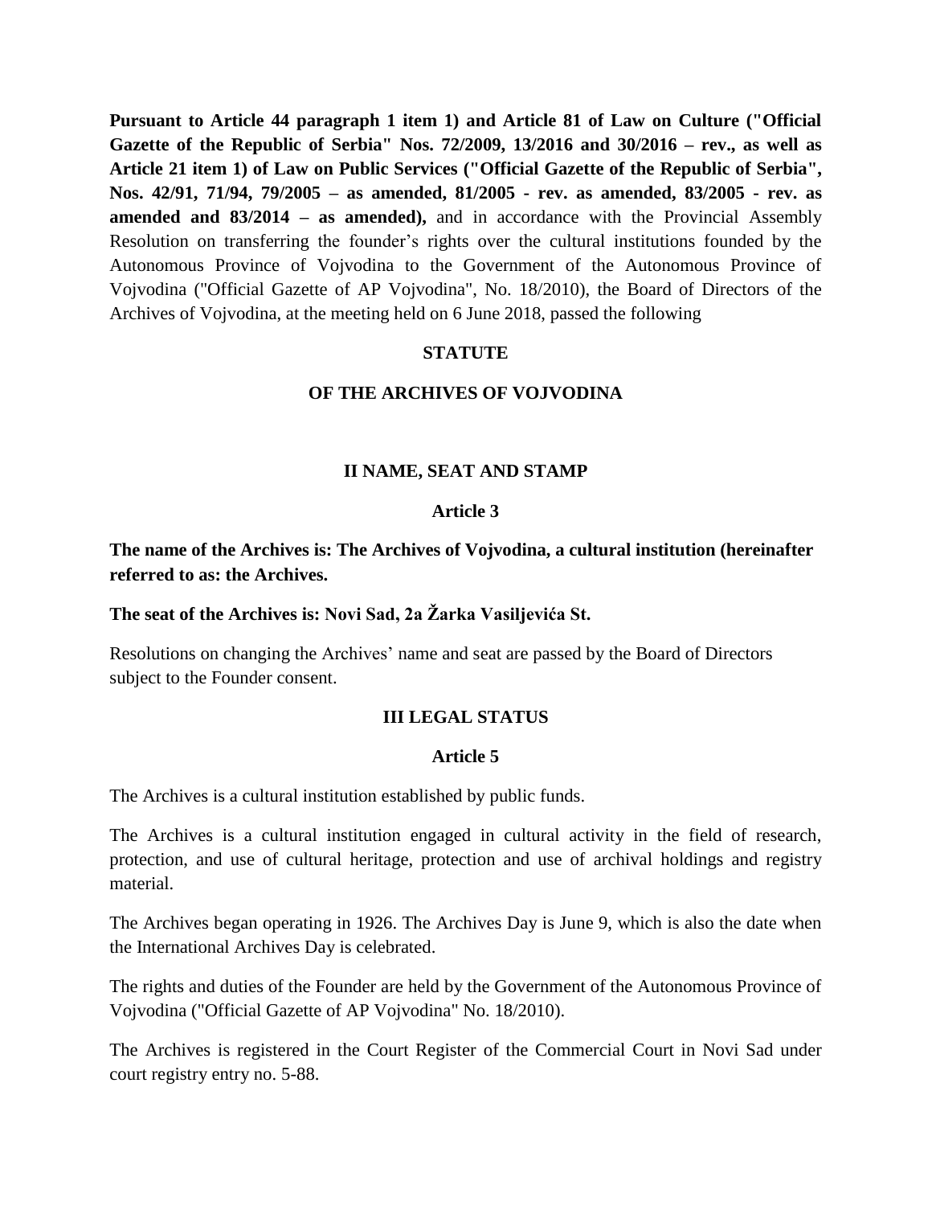**Pursuant to Article 44 paragraph 1 item 1) and Article 81 of Law on Culture ("Official Gazette of the Republic of Serbia" Nos. 72/2009, 13/2016 and 30/2016 – rev., as well as Article 21 item 1) of Law on Public Services ("Official Gazette of the Republic of Serbia", Nos. 42/91, 71/94, 79/2005 – as amended, 81/2005 - rev. as amended, 83/2005 - rev. as amended and 83/2014 – as amended),** and in accordance with the Provincial Assembly Resolution on transferring the founder's rights over the cultural institutions founded by the Autonomous Province of Vojvodina to the Government of the Autonomous Province of Vojvodina ("Official Gazette of AP Vojvodina", No. 18/2010), the Board of Directors of the Archives of Vojvodina, at the meeting held on 6 June 2018, passed the following

# STATUTE

# OF THE ARCHIVES OF VOJVODINA

## II NAME, SEAT AND STAMP

### Article 3

**The name of the Archives is: The Archives of Vojvodina, a cultural institution (hereinafter referred to as: the Archives.**

**The seat of the Archives is: Novi Sad, 2a Žarka Vasiljevića St.**

Resolutions on changing the Archives' name and seat are passed by the Board of Directors subject to the Founder consent.

## III LEGAL STATUS

### Article 5

The Archives is a cultural institution established by public funds.

The Archives is a cultural institution engaged in cultural activity in the field of research, protection, and use of cultural heritage, protection and use of archival holdings and registry material.

The Archives began operating in 1926. The Archives Day is June 9, which is also the date when the International Archives Day is celebrated.

The rights and duties of the Founder are held by the Government of the Autonomous Province of Vojvodina ("Official Gazette of AP Vojvodina" No. 18/2010).

The Archives is registered in the Court Register of the Commercial Court in Novi Sad under court registry entry no. 5-88.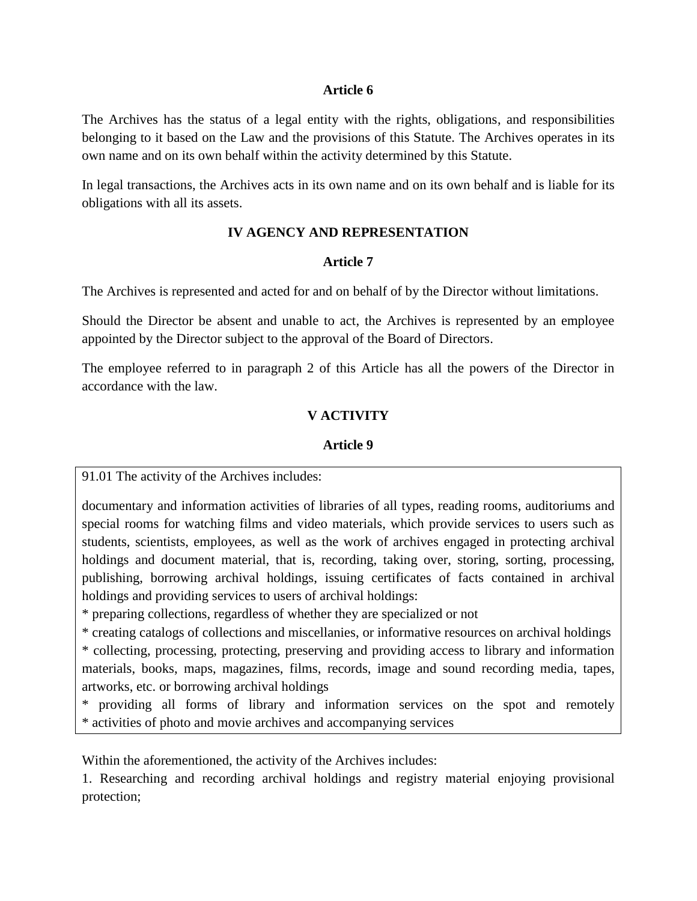**Article 6**

The Archives has the status of a legal entity with the rights, obligations, and responsibilities belonging to it based on the Law and the provisions of this Statute. The Archives operates in its own name and on its own behalf within the activity determined by this Statute.

In legal transactions, the Archives acts in its own name and on its own behalf and is liable for its obligations with all its assets.

## IV AGENCY AND REPRESENTATION

**Article 7**

The Archives is represented and acted for and on behalf of by the Director without limitations.

Should the Director be absent and unable to act, the Archives is represented by an employee appointed by the Director subject to the approval of the Board of Directors.

The employee referred to in paragraph 2 of this Article has all the powers of the Director in accordance with the law.

## V ACTIVITY

**Article 9**

91.01 The activity of the Archives includes:

documentary and information activities of libraries of all types, reading rooms, auditoriums and special rooms for watching films and video materials, which provide services to users such as students, scientists, employees, as well as the work of archives engaged in protecting archival holdings and document material, that is, recording, taking over, storing, sorting, processing, publishing, borrowing archival holdings, issuing certificates of facts contained in archival holdings and providing services to users of archival holdings:

* preparing collections, regardless of whether they are specialized or not
* creating catalogs of collections and miscellanies, or informative resources on archival holdings
* collecting, processing, protecting, preserving and providing access to library and information materials, books, maps, magazines, films, records, image and sound recording media, tapes, artworks, etc. or borrowing archival holdings
* providing all forms of library and information services on the spot and remotely
* activities of photo and movie archives and accompanying services

Within the aforementioned, the activity of the Archives includes:

1. Researching and recording archival holdings and registry material enjoying provisional protection;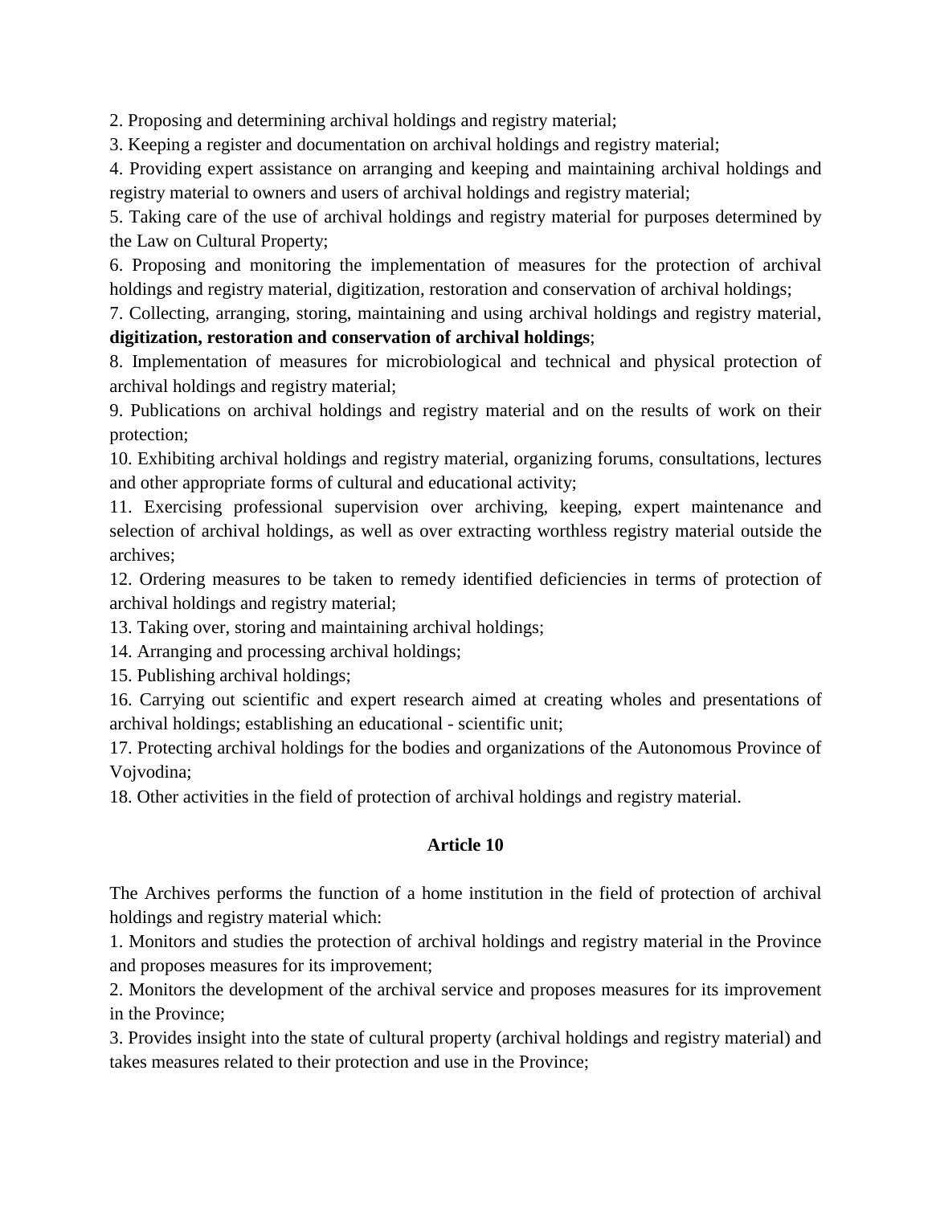2. Proposing and determining archival holdings and registry material;

3. Keeping a register and documentation on archival holdings and registry material;

4. Providing expert assistance on arranging and keeping and maintaining archival holdings and registry material to owners and users of archival holdings and registry material;

5. Taking care of the use of archival holdings and registry material for purposes determined by the Law on Cultural Property;

6. Proposing and monitoring the implementation of measures for the protection of archival holdings and registry material, digitization, restoration and conservation of archival holdings;

7. Collecting, arranging, storing, maintaining and using archival holdings and registry material, **digitization, restoration and conservation of archival holdings**;

8. Implementation of measures for microbiological and technical and physical protection of archival holdings and registry material;

9. Publications on archival holdings and registry material and on the results of work on their protection;

10. Exhibiting archival holdings and registry material, organizing forums, consultations, lectures and other appropriate forms of cultural and educational activity;

11. Exercising professional supervision over archiving, keeping, expert maintenance and selection of archival holdings, as well as over extracting worthless registry material outside the archives;

12. Ordering measures to be taken to remedy identified deficiencies in terms of protection of archival holdings and registry material;

13. Taking over, storing and maintaining archival holdings;

14. Arranging and processing archival holdings;

15. Publishing archival holdings;

16. Carrying out scientific and expert research aimed at creating wholes and presentations of archival holdings; establishing an educational - scientific unit;

17. Protecting archival holdings for the bodies and organizations of the Autonomous Province of Vojvodina;

18. Other activities in the field of protection of archival holdings and registry material.

**Article 10**

The Archives performs the function of a home institution in the field of protection of archival holdings and registry material which:

1. Monitors and studies the protection of archival holdings and registry material in the Province and proposes measures for its improvement;

2. Monitors the development of the archival service and proposes measures for its improvement in the Province;

3. Provides insight into the state of cultural property (archival holdings and registry material) and takes measures related to their protection and use in the Province;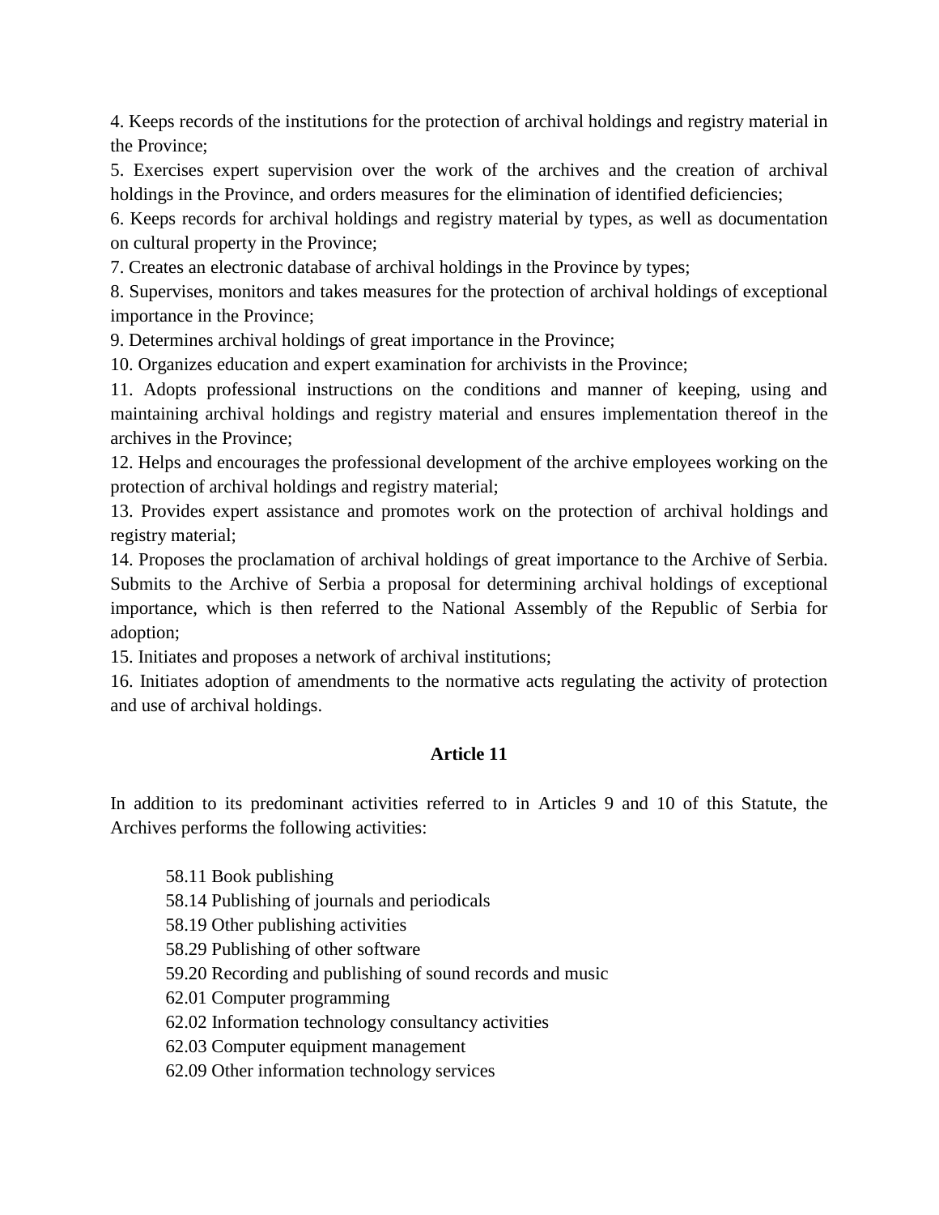4. Keeps records of the institutions for the protection of archival holdings and registry material in the Province;

5. Exercises expert supervision over the work of the archives and the creation of archival holdings in the Province, and orders measures for the elimination of identified deficiencies;

6. Keeps records for archival holdings and registry material by types, as well as documentation on cultural property in the Province;

7. Creates an electronic database of archival holdings in the Province by types;

8. Supervises, monitors and takes measures for the protection of archival holdings of exceptional importance in the Province;

9. Determines archival holdings of great importance in the Province;

10. Organizes education and expert examination for archivists in the Province;

11. Adopts professional instructions on the conditions and manner of keeping, using and maintaining archival holdings and registry material and ensures implementation thereof in the archives in the Province;

12. Helps and encourages the professional development of the archive employees working on the protection of archival holdings and registry material;

13. Provides expert assistance and promotes work on the protection of archival holdings and registry material;

14. Proposes the proclamation of archival holdings of great importance to the Archive of Serbia. Submits to the Archive of Serbia a proposal for determining archival holdings of exceptional importance, which is then referred to the National Assembly of the Republic of Serbia for adoption;

15. Initiates and proposes a network of archival institutions;

16. Initiates adoption of amendments to the normative acts regulating the activity of protection and use of archival holdings.

**Article 11**

In addition to its predominant activities referred to in Articles 9 and 10 of this Statute, the Archives performs the following activities:

58.11 Book publishing
58.14 Publishing of journals and periodicals
58.19 Other publishing activities
58.29 Publishing of other software
59.20 Recording and publishing of sound records and music
62.01 Computer programming
62.02 Information technology consultancy activities
62.03 Computer equipment management
62.09 Other information technology services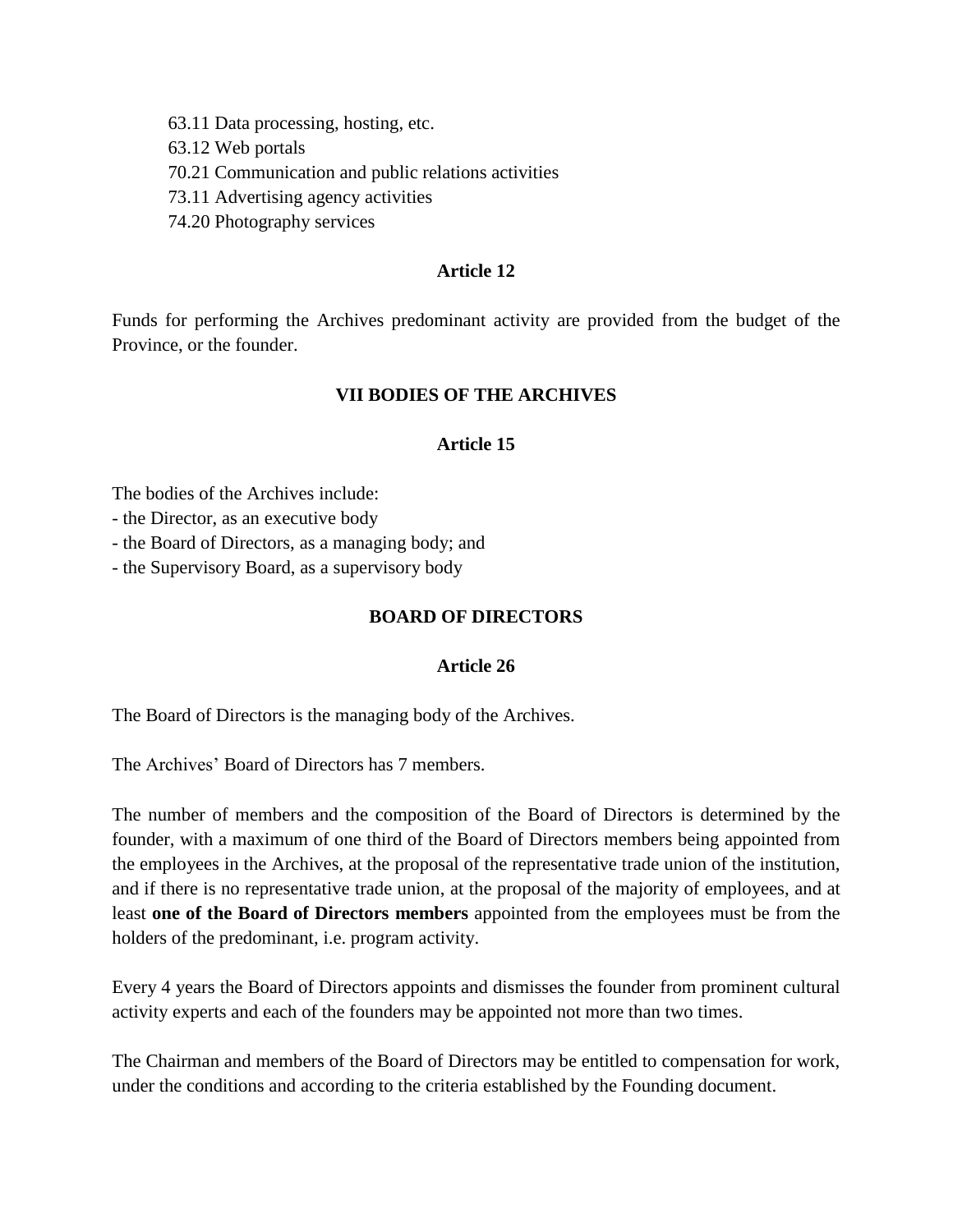63.11 Data processing, hosting, etc.
63.12 Web portals
70.21 Communication and public relations activities
73.11 Advertising agency activities
74.20 Photography services

**Article 12**

Funds for performing the Archives predominant activity are provided from the budget of the Province, or the founder.

## VII BODIES OF THE ARCHIVES

**Article 15**

The bodies of the Archives include:
- the Director, as an executive body
- the Board of Directors, as a managing body; and
- the Supervisory Board, as a supervisory body

### BOARD OF DIRECTORS

**Article 26**

The Board of Directors is the managing body of the Archives.

The Archives' Board of Directors has 7 members.

The number of members and the composition of the Board of Directors is determined by the founder, with a maximum of one third of the Board of Directors members being appointed from the employees in the Archives, at the proposal of the representative trade union of the institution, and if there is no representative trade union, at the proposal of the majority of employees, and at least **one of the Board of Directors members** appointed from the employees must be from the holders of the predominant, i.e. program activity.

Every 4 years the Board of Directors appoints and dismisses the founder from prominent cultural activity experts and each of the founders may be appointed not more than two times.

The Chairman and members of the Board of Directors may be entitled to compensation for work, under the conditions and according to the criteria established by the Founding document.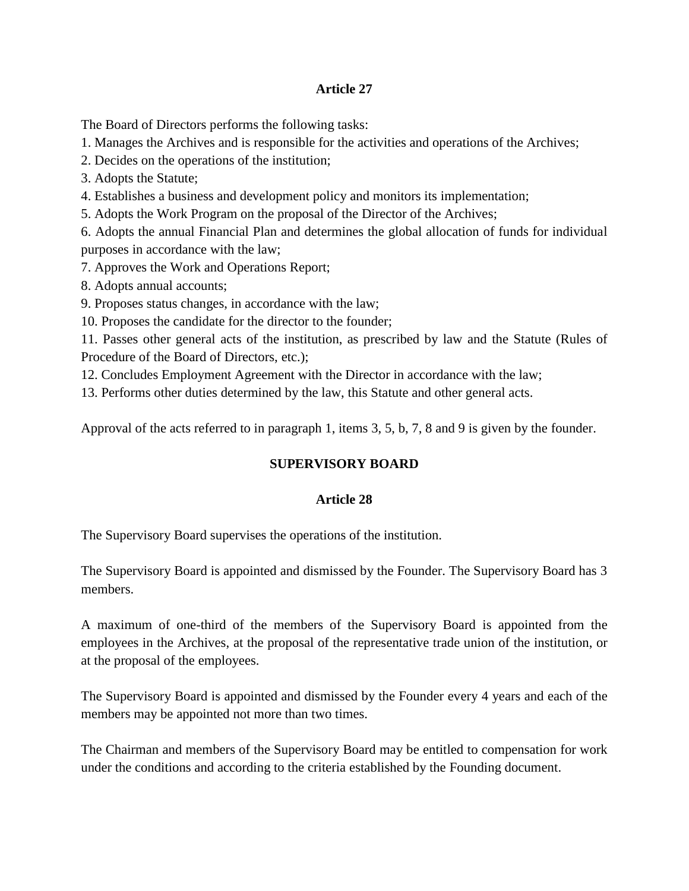### Article 27

The Board of Directors performs the following tasks:

1. Manages the Archives and is responsible for the activities and operations of the Archives;
2. Decides on the operations of the institution;
3. Adopts the Statute;
4. Establishes a business and development policy and monitors its implementation;
5. Adopts the Work Program on the proposal of the Director of the Archives;
6. Adopts the annual Financial Plan and determines the global allocation of funds for individual purposes in accordance with the law;
7. Approves the Work and Operations Report;
8. Adopts annual accounts;
9. Proposes status changes, in accordance with the law;
10. Proposes the candidate for the director to the founder;
11. Passes other general acts of the institution, as prescribed by law and the Statute (Rules of Procedure of the Board of Directors, etc.);
12. Concludes Employment Agreement with the Director in accordance with the law;
13. Performs other duties determined by the law, this Statute and other general acts.

Approval of the acts referred to in paragraph 1, items 3, 5, b, 7, 8 and 9 is given by the founder.

## SUPERVISORY BOARD

### Article 28

The Supervisory Board supervises the operations of the institution.

The Supervisory Board is appointed and dismissed by the Founder. The Supervisory Board has 3 members.

A maximum of one-third of the members of the Supervisory Board is appointed from the employees in the Archives, at the proposal of the representative trade union of the institution, or at the proposal of the employees.

The Supervisory Board is appointed and dismissed by the Founder every 4 years and each of the members may be appointed not more than two times.

The Chairman and members of the Supervisory Board may be entitled to compensation for work under the conditions and according to the criteria established by the Founding document.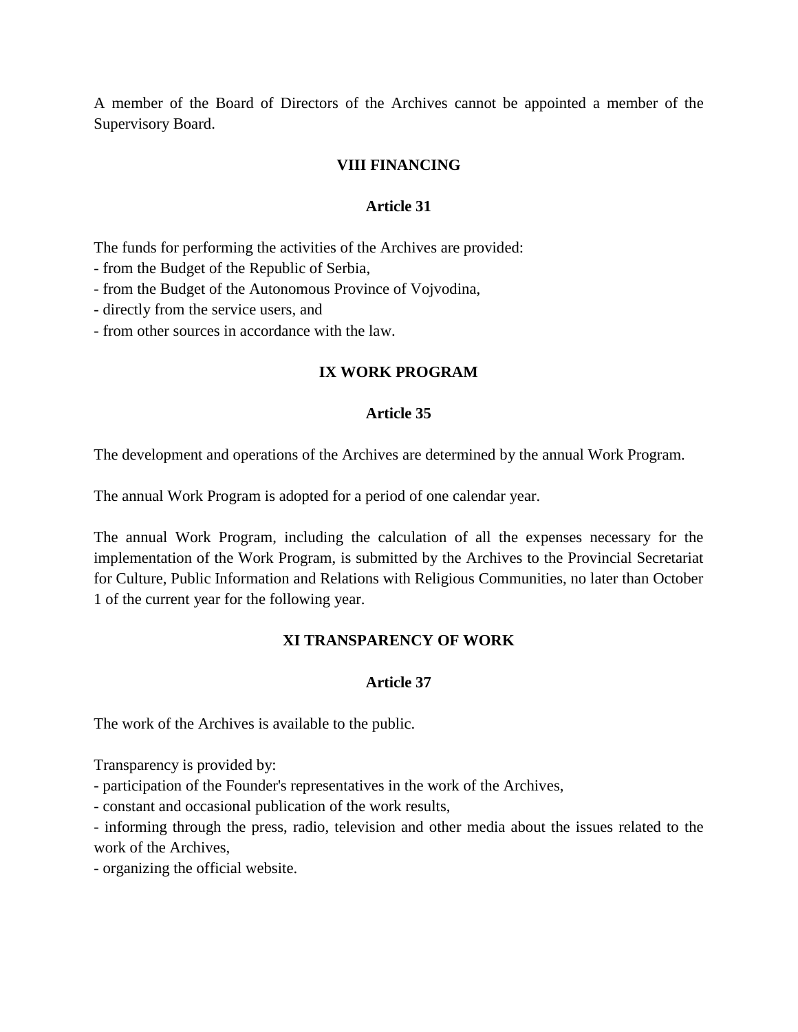A member of the Board of Directors of the Archives cannot be appointed a member of the Supervisory Board.

## VIII FINANCING

### Article 31

The funds for performing the activities of the Archives are provided:
- from the Budget of the Republic of Serbia,
- from the Budget of the Autonomous Province of Vojvodina,
- directly from the service users, and
- from other sources in accordance with the law.

## IX WORK PROGRAM

### Article 35

The development and operations of the Archives are determined by the annual Work Program.

The annual Work Program is adopted for a period of one calendar year.

The annual Work Program, including the calculation of all the expenses necessary for the implementation of the Work Program, is submitted by the Archives to the Provincial Secretariat for Culture, Public Information and Relations with Religious Communities, no later than October 1 of the current year for the following year.

## XI TRANSPARENCY OF WORK

### Article 37

The work of the Archives is available to the public.

Transparency is provided by:
- participation of the Founder's representatives in the work of the Archives,
- constant and occasional publication of the work results,
- informing through the press, radio, television and other media about the issues related to the work of the Archives,
- organizing the official website.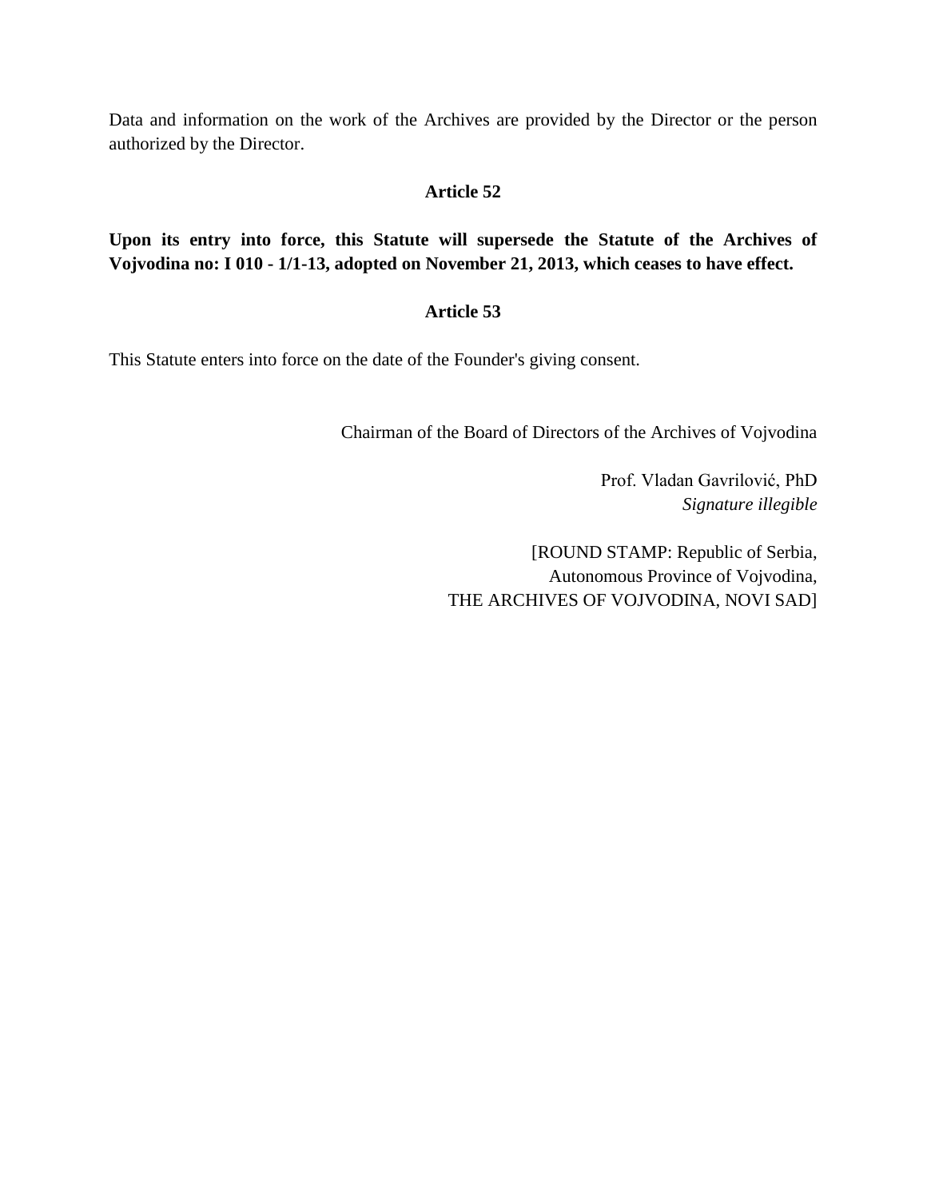Data and information on the work of the Archives are provided by the Director or the person authorized by the Director.

### Article 52

**Upon its entry into force, this Statute will supersede the Statute of the Archives of Vojvodina no: I 010 - 1/1-13, adopted on November 21, 2013, which ceases to have effect.**

### Article 53

This Statute enters into force on the date of the Founder's giving consent.

Chairman of the Board of Directors of the Archives of Vojvodina

Prof. Vladan Gavrilović, PhD
*Signature illegible*

[ROUND STAMP: Republic of Serbia,
Autonomous Province of Vojvodina,
THE ARCHIVES OF VOJVODINA, NOVI SAD]